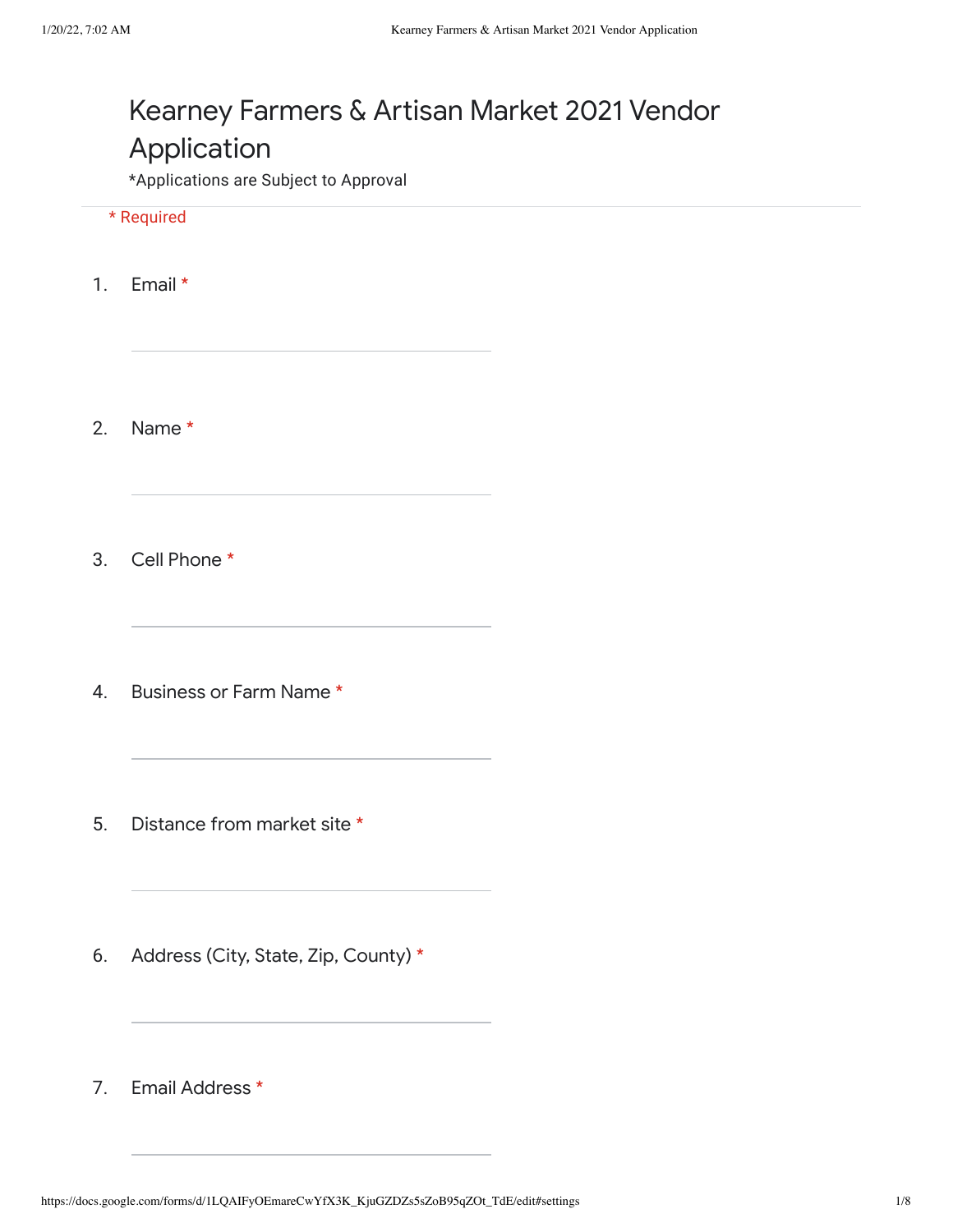# Kearney Farmers & Artisan Market 2021 Vendor Application

*Applications are Subject to Approval

\* Required

1. Email *

2. Name *

3. Cell Phone *

4. Business or Farm Name *

5. Distance from market site *

6. Address (City, State, Zip, County) *

7. Email Address *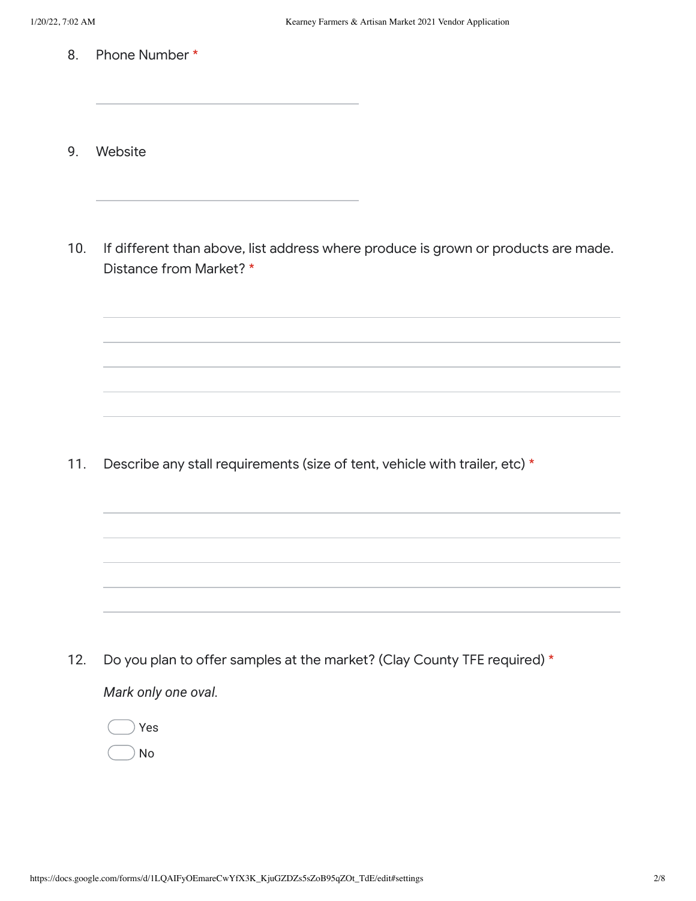8. Phone Number *

_______________________________

9. Website

_______________________________

10. If different than above, list address where produce is grown or products are made. Distance from Market? *

_______________________________
_______________________________
_______________________________
_______________________________
_______________________________

11. Describe any stall requirements (size of tent, vehicle with trailer, etc) *

_______________________________
_______________________________
_______________________________
_______________________________
_______________________________

12. Do you plan to offer samples at the market? (Clay County TFE required) *

*Mark only one oval.*

- Yes
- No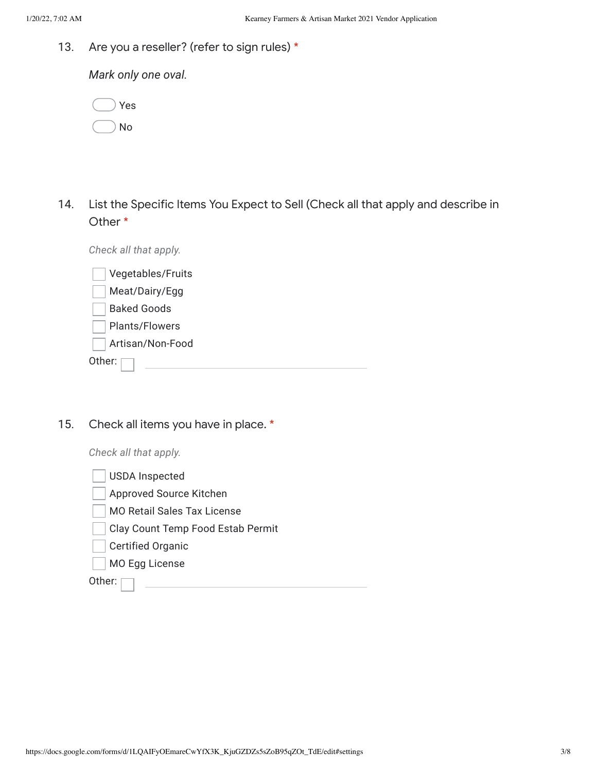13. Are you a reseller? (refer to sign rules) *

*Mark only one oval.*

- ( ) Yes
- ( ) No

14. List the Specific Items You Expect to Sell (Check all that apply and describe in Other *

*Check all that apply.*

- [ ] Vegetables/Fruits
- [ ] Meat/Dairy/Egg
- [ ] Baked Goods
- [ ] Plants/Flowers
- [ ] Artisan/Non-Food

Other: [ ] ______________________

15. Check all items you have in place. *

*Check all that apply.*

- [ ] USDA Inspected
- [ ] Approved Source Kitchen
- [ ] MO Retail Sales Tax License
- [ ] Clay Count Temp Food Estab Permit
- [ ] Certified Organic
- [ ] MO Egg License

Other: [ ] ______________________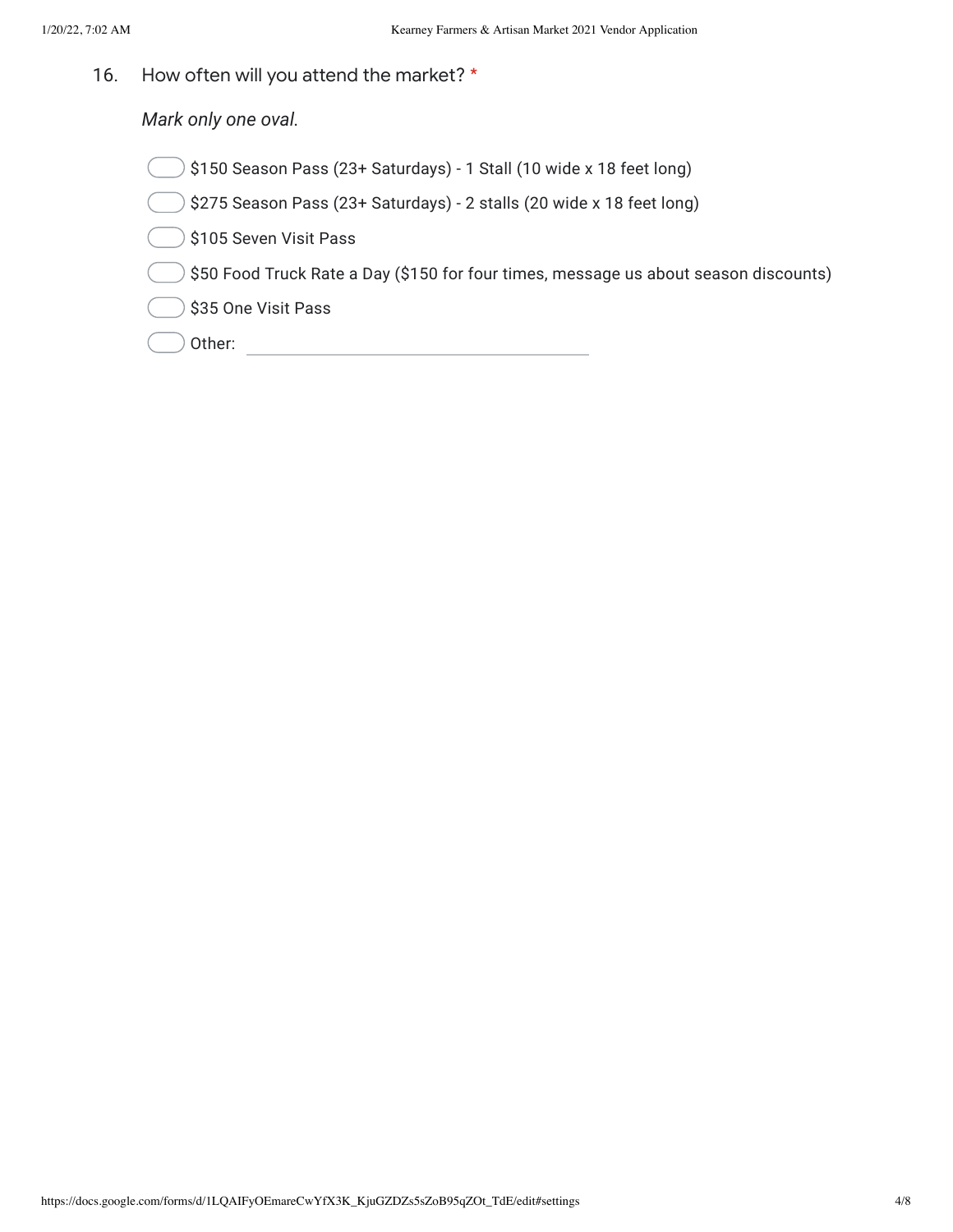16. How often will you attend the market? *

*Mark only one oval.*

- ( ) $150 Season Pass (23+ Saturdays) - 1 Stall (10 wide x 18 feet long)
- ( ) $275 Season Pass (23+ Saturdays) - 2 stalls (20 wide x 18 feet long)
- ( ) $105 Seven Visit Pass
- ( ) $50 Food Truck Rate a Day ($150 for four times, message us about season discounts)
- ( ) $35 One Visit Pass
- ( ) Other: ______________________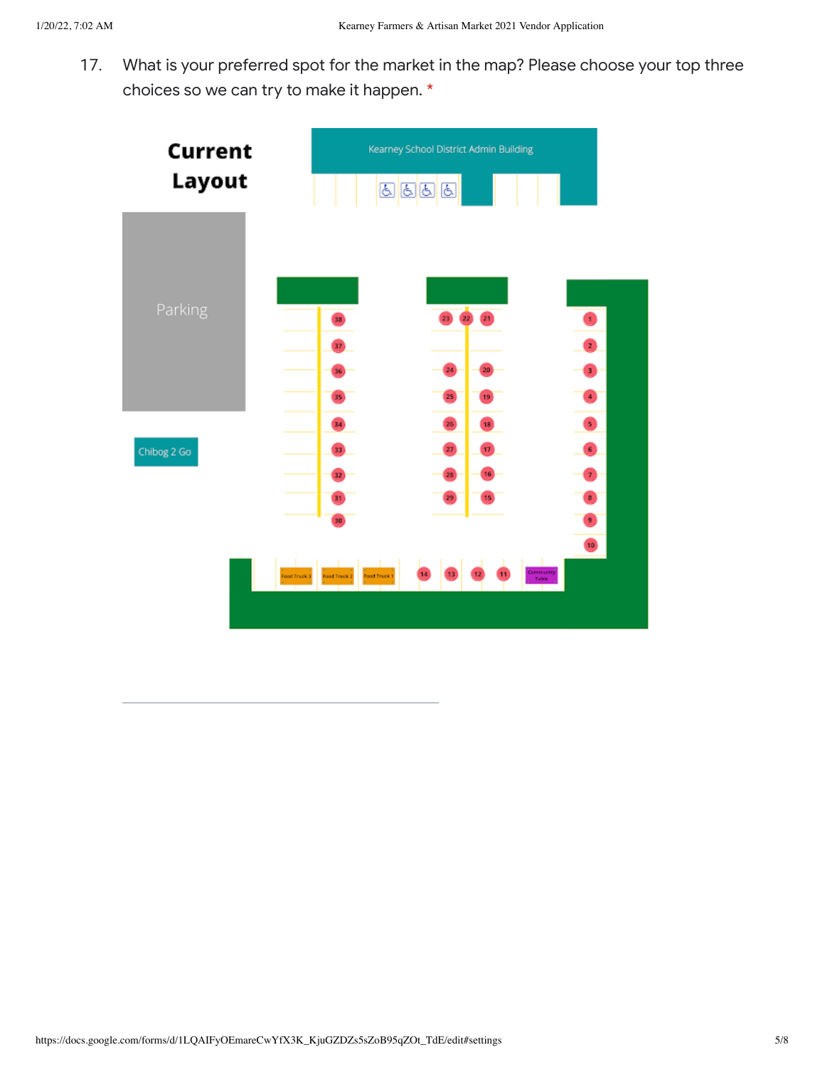17. What is your preferred spot for the market in the map? Please choose your top three choices so we can try to make it happen. *

**Current Layout**

Kearney School District Admin Building

Parking

Chibog 2 Go

38 37 36 35 34 33 32 31 30

23 22 21 24 20 25 19 26 18 27 17 28 16 29 15

1 2 3 4 5 6 7 8 9 10

Food Truck 3 Food Truck 2 Food Truck 1 14 13 12 11 Community Table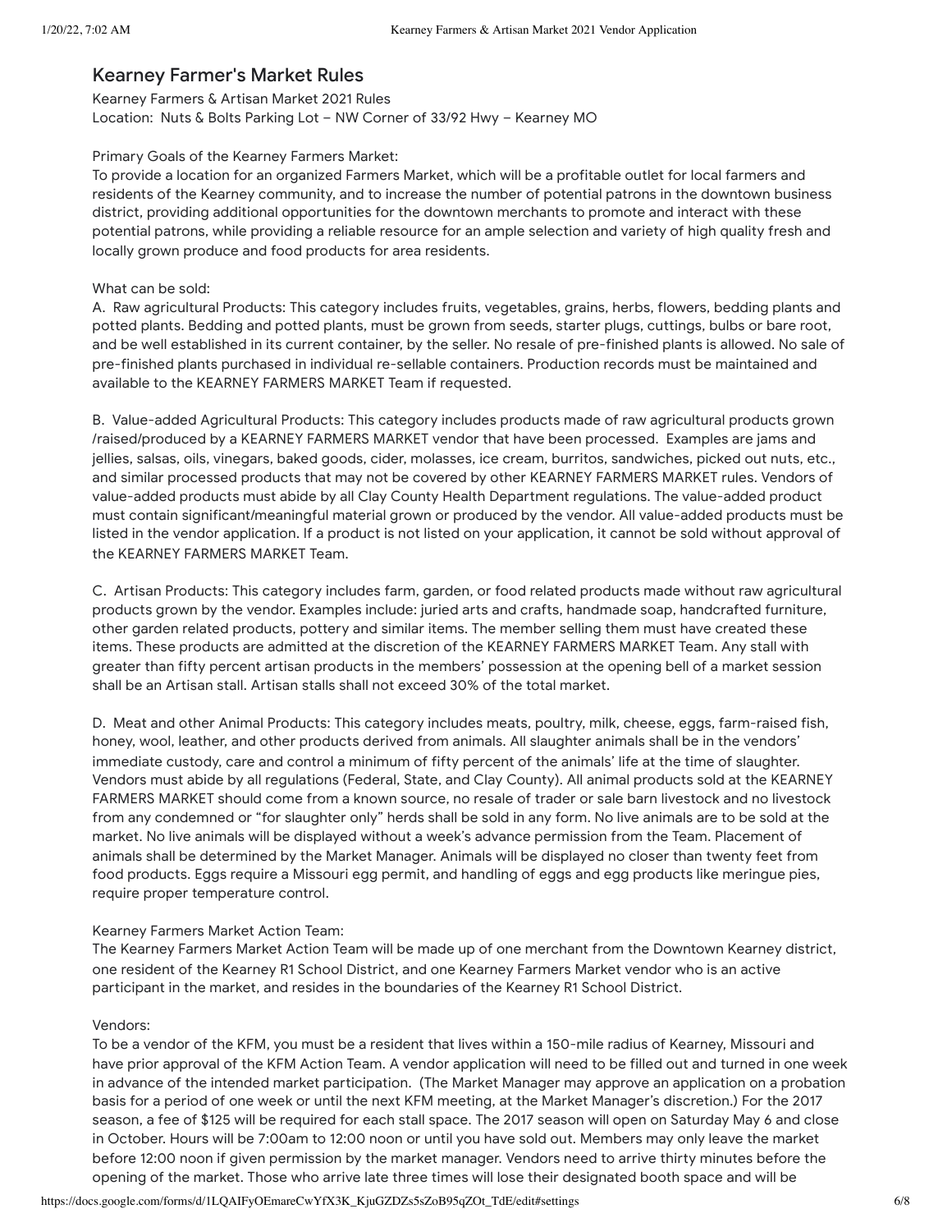## Kearney Farmer's Market Rules

Kearney Farmers & Artisan Market 2021 Rules
Location: Nuts & Bolts Parking Lot – NW Corner of 33/92 Hwy – Kearney MO

Primary Goals of the Kearney Farmers Market:
To provide a location for an organized Farmers Market, which will be a profitable outlet for local farmers and residents of the Kearney community, and to increase the number of potential patrons in the downtown business district, providing additional opportunities for the downtown merchants to promote and interact with these potential patrons, while providing a reliable resource for an ample selection and variety of high quality fresh and locally grown produce and food products for area residents.

What can be sold:

A. Raw agricultural Products: This category includes fruits, vegetables, grains, herbs, flowers, bedding plants and potted plants. Bedding and potted plants, must be grown from seeds, starter plugs, cuttings, bulbs or bare root, and be well established in its current container, by the seller. No resale of pre-finished plants is allowed. No sale of pre-finished plants purchased in individual re-sellable containers. Production records must be maintained and available to the KEARNEY FARMERS MARKET Team if requested.

B. Value-added Agricultural Products: This category includes products made of raw agricultural products grown /raised/produced by a KEARNEY FARMERS MARKET vendor that have been processed. Examples are jams and jellies, salsas, oils, vinegars, baked goods, cider, molasses, ice cream, burritos, sandwiches, picked out nuts, etc., and similar processed products that may not be covered by other KEARNEY FARMERS MARKET rules. Vendors of value-added products must abide by all Clay County Health Department regulations. The value-added product must contain significant/meaningful material grown or produced by the vendor. All value-added products must be listed in the vendor application. If a product is not listed on your application, it cannot be sold without approval of the KEARNEY FARMERS MARKET Team.

C. Artisan Products: This category includes farm, garden, or food related products made without raw agricultural products grown by the vendor. Examples include: juried arts and crafts, handmade soap, handcrafted furniture, other garden related products, pottery and similar items. The member selling them must have created these items. These products are admitted at the discretion of the KEARNEY FARMERS MARKET Team. Any stall with greater than fifty percent artisan products in the members' possession at the opening bell of a market session shall be an Artisan stall. Artisan stalls shall not exceed 30% of the total market.

D. Meat and other Animal Products: This category includes meats, poultry, milk, cheese, eggs, farm-raised fish, honey, wool, leather, and other products derived from animals. All slaughter animals shall be in the vendors' immediate custody, care and control a minimum of fifty percent of the animals' life at the time of slaughter. Vendors must abide by all regulations (Federal, State, and Clay County). All animal products sold at the KEARNEY FARMERS MARKET should come from a known source, no resale of trader or sale barn livestock and no livestock from any condemned or "for slaughter only" herds shall be sold in any form. No live animals are to be sold at the market. No live animals will be displayed without a week's advance permission from the Team. Placement of animals shall be determined by the Market Manager. Animals will be displayed no closer than twenty feet from food products. Eggs require a Missouri egg permit, and handling of eggs and egg products like meringue pies, require proper temperature control.

Kearney Farmers Market Action Team:
The Kearney Farmers Market Action Team will be made up of one merchant from the Downtown Kearney district, one resident of the Kearney R1 School District, and one Kearney Farmers Market vendor who is an active participant in the market, and resides in the boundaries of the Kearney R1 School District.

Vendors:
To be a vendor of the KFM, you must be a resident that lives within a 150-mile radius of Kearney, Missouri and have prior approval of the KFM Action Team. A vendor application will need to be filled out and turned in one week in advance of the intended market participation. (The Market Manager may approve an application on a probation basis for a period of one week or until the next KFM meeting, at the Market Manager's discretion.) For the 2017 season, a fee of $125 will be required for each stall space. The 2017 season will open on Saturday May 6 and close in October. Hours will be 7:00am to 12:00 noon or until you have sold out. Members may only leave the market before 12:00 noon if given permission by the market manager. Vendors need to arrive thirty minutes before the opening of the market. Those who arrive late three times will lose their designated booth space and will be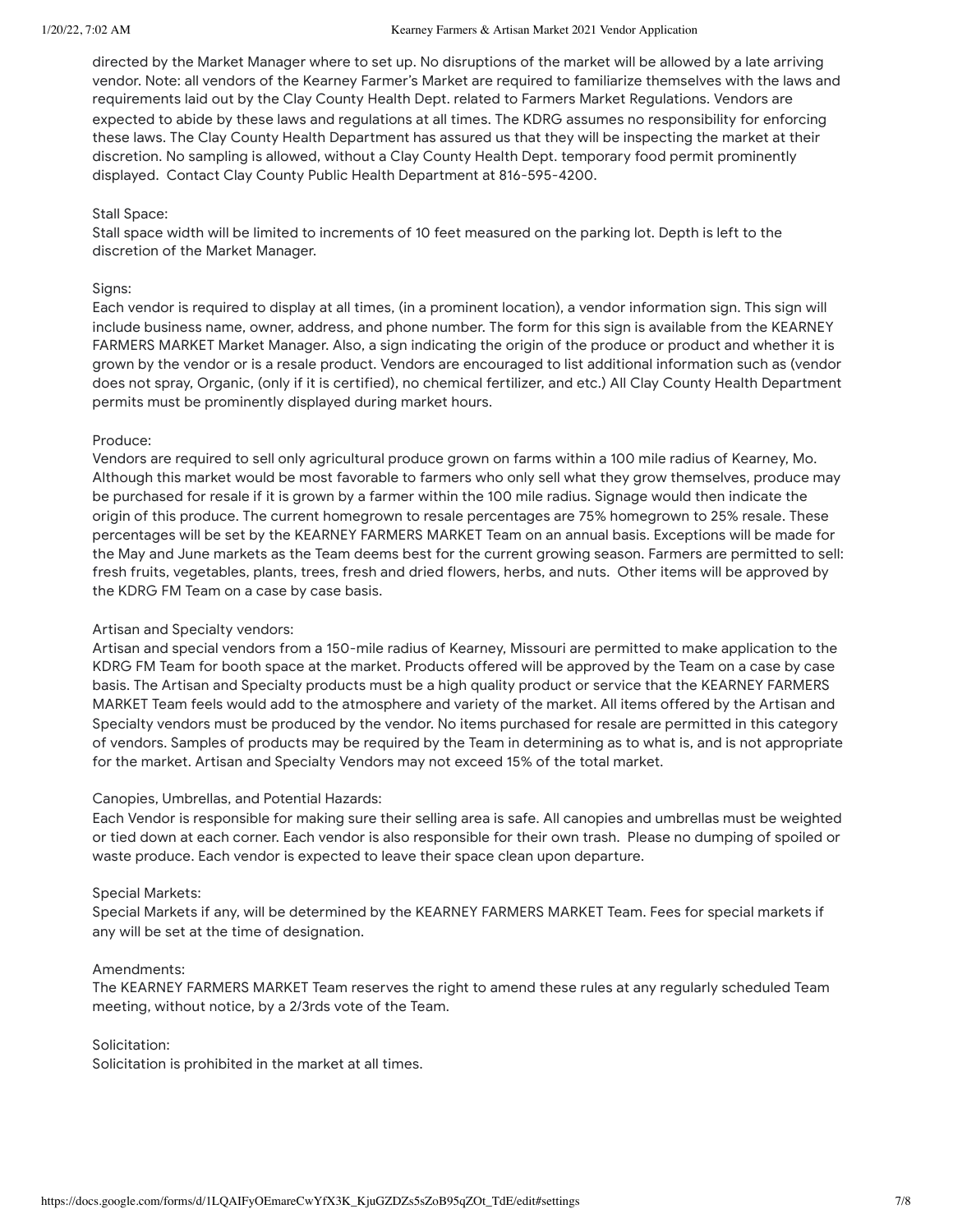directed by the Market Manager where to set up. No disruptions of the market will be allowed by a late arriving vendor. Note: all vendors of the Kearney Farmer's Market are required to familiarize themselves with the laws and requirements laid out by the Clay County Health Dept. related to Farmers Market Regulations. Vendors are expected to abide by these laws and regulations at all times. The KDRG assumes no responsibility for enforcing these laws. The Clay County Health Department has assured us that they will be inspecting the market at their discretion. No sampling is allowed, without a Clay County Health Dept. temporary food permit prominently displayed. Contact Clay County Public Health Department at 816-595-4200.

Stall Space:
Stall space width will be limited to increments of 10 feet measured on the parking lot. Depth is left to the discretion of the Market Manager.

Signs:
Each vendor is required to display at all times, (in a prominent location), a vendor information sign. This sign will include business name, owner, address, and phone number. The form for this sign is available from the KEARNEY FARMERS MARKET Market Manager. Also, a sign indicating the origin of the produce or product and whether it is grown by the vendor or is a resale product. Vendors are encouraged to list additional information such as (vendor does not spray, Organic, (only if it is certified), no chemical fertilizer, and etc.) All Clay County Health Department permits must be prominently displayed during market hours.

Produce:
Vendors are required to sell only agricultural produce grown on farms within a 100 mile radius of Kearney, Mo. Although this market would be most favorable to farmers who only sell what they grow themselves, produce may be purchased for resale if it is grown by a farmer within the 100 mile radius. Signage would then indicate the origin of this produce. The current homegrown to resale percentages are 75% homegrown to 25% resale. These percentages will be set by the KEARNEY FARMERS MARKET Team on an annual basis. Exceptions will be made for the May and June markets as the Team deems best for the current growing season. Farmers are permitted to sell: fresh fruits, vegetables, plants, trees, fresh and dried flowers, herbs, and nuts. Other items will be approved by the KDRG FM Team on a case by case basis.

Artisan and Specialty vendors:
Artisan and special vendors from a 150-mile radius of Kearney, Missouri are permitted to make application to the KDRG FM Team for booth space at the market. Products offered will be approved by the Team on a case by case basis. The Artisan and Specialty products must be a high quality product or service that the KEARNEY FARMERS MARKET Team feels would add to the atmosphere and variety of the market. All items offered by the Artisan and Specialty vendors must be produced by the vendor. No items purchased for resale are permitted in this category of vendors. Samples of products may be required by the Team in determining as to what is, and is not appropriate for the market. Artisan and Specialty Vendors may not exceed 15% of the total market.

Canopies, Umbrellas, and Potential Hazards:
Each Vendor is responsible for making sure their selling area is safe. All canopies and umbrellas must be weighted or tied down at each corner. Each vendor is also responsible for their own trash. Please no dumping of spoiled or waste produce. Each vendor is expected to leave their space clean upon departure.

Special Markets:
Special Markets if any, will be determined by the KEARNEY FARMERS MARKET Team. Fees for special markets if any will be set at the time of designation.

Amendments:
The KEARNEY FARMERS MARKET Team reserves the right to amend these rules at any regularly scheduled Team meeting, without notice, by a 2/3rds vote of the Team.

Solicitation:
Solicitation is prohibited in the market at all times.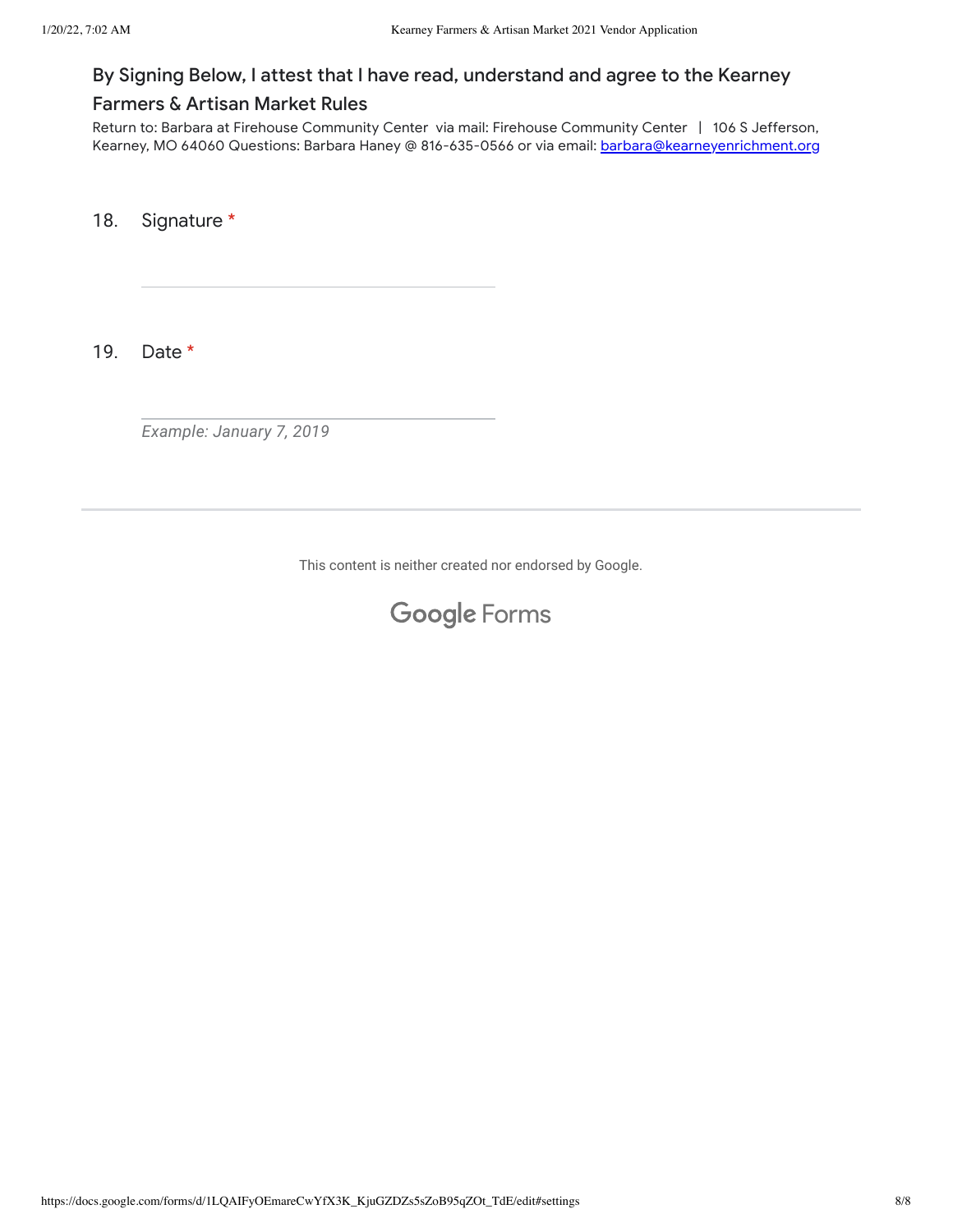## By Signing Below, I attest that I have read, understand and agree to the Kearney Farmers & Artisan Market Rules

Return to: Barbara at Firehouse Community Center via mail: Firehouse Community Center | 106 S Jefferson, Kearney, MO 64060 Questions: Barbara Haney @ 816-635-0566 or via email: barbara@kearneyenrichment.org

18. Signature *

_______________________________

19. Date *

_______________________________

*Example: January 7, 2019*

---

This content is neither created nor endorsed by Google.

Google Forms